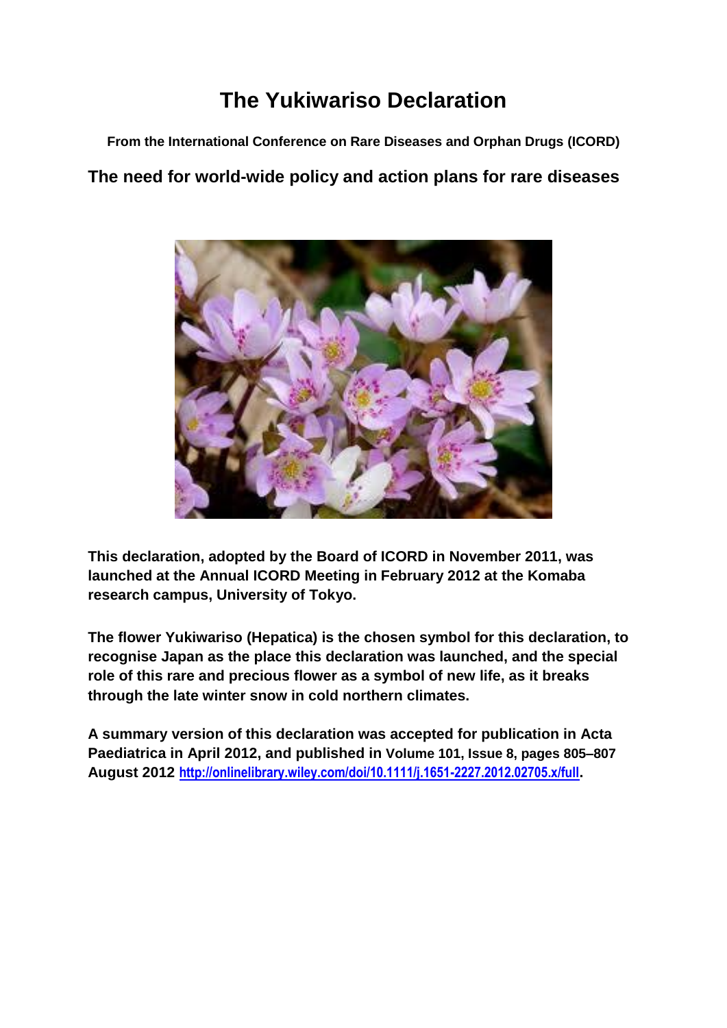# The Yukiwariso Declaration

**From the International Conference on Rare Diseases and Orphan Drugs (ICORD)**

## The need for world-wide policy and action plans for rare diseases

**This declaration, adopted by the Board of ICORD in November 2011, was launched at the Annual ICORD Meeting in February 2012 at the Komaba research campus, University of Tokyo.**

**The flower Yukiwariso (Hepatica) is the chosen symbol for this declaration, to recognise Japan as the place this declaration was launched, and the special role of this rare and precious flower as a symbol of new life, as it breaks through the late winter snow in cold northern climates.**

**A summary version of this declaration was accepted for publication in Acta Paediatrica in April 2012, and published in Volume 101, Issue 8, pages 805–807 August 2012 [http://onlinelibrary.wiley.com/doi/10.1111/j.1651-2227.2012.02705.x/full](http://onlinelibrary.wiley.com/doi/10.1111/j.1651-2227.2012.02705.x/full).**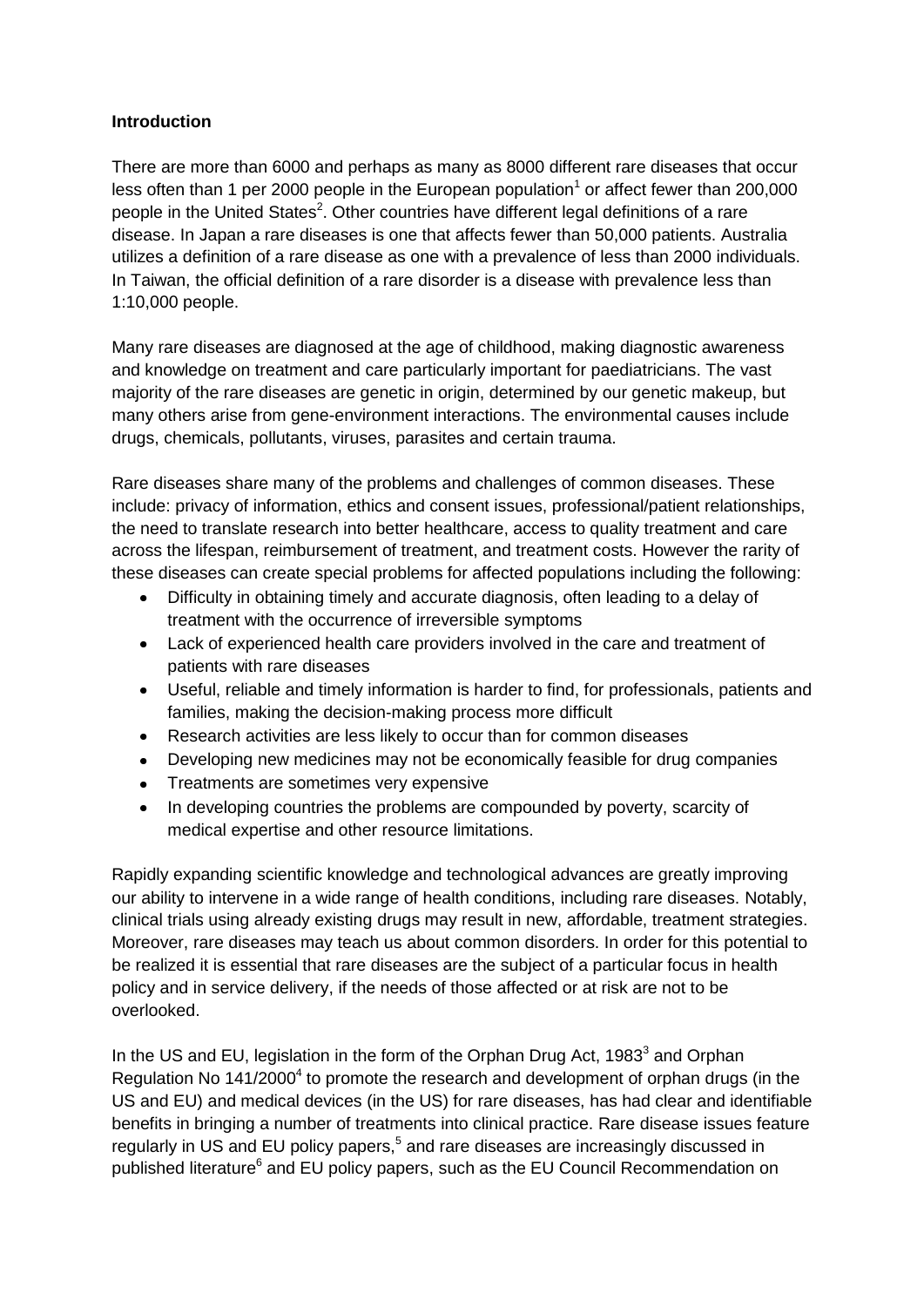**Introduction**

There are more than 6000 and perhaps as many as 8000 different rare diseases that occur less often than 1 per 2000 people in the European population[1] or affect fewer than 200,000 people in the United States[2]. Other countries have different legal definitions of a rare disease. In Japan a rare diseases is one that affects fewer than 50,000 patients. Australia utilizes a definition of a rare disease as one with a prevalence of less than 2000 individuals. In Taiwan, the official definition of a rare disorder is a disease with prevalence less than 1:10,000 people.

Many rare diseases are diagnosed at the age of childhood, making diagnostic awareness and knowledge on treatment and care particularly important for paediatricians. The vast majority of the rare diseases are genetic in origin, determined by our genetic makeup, but many others arise from gene-environment interactions. The environmental causes include drugs, chemicals, pollutants, viruses, parasites and certain trauma.

Rare diseases share many of the problems and challenges of common diseases. These include: privacy of information, ethics and consent issues, professional/patient relationships, the need to translate research into better healthcare, access to quality treatment and care across the lifespan, reimbursement of treatment, and treatment costs. However the rarity of these diseases can create special problems for affected populations including the following:

- Difficulty in obtaining timely and accurate diagnosis, often leading to a delay of treatment with the occurrence of irreversible symptoms
- Lack of experienced health care providers involved in the care and treatment of patients with rare diseases
- Useful, reliable and timely information is harder to find, for professionals, patients and families, making the decision-making process more difficult
- Research activities are less likely to occur than for common diseases
- Developing new medicines may not be economically feasible for drug companies
- Treatments are sometimes very expensive
- In developing countries the problems are compounded by poverty, scarcity of medical expertise and other resource limitations.

Rapidly expanding scientific knowledge and technological advances are greatly improving our ability to intervene in a wide range of health conditions, including rare diseases. Notably, clinical trials using already existing drugs may result in new, affordable, treatment strategies. Moreover, rare diseases may teach us about common disorders. In order for this potential to be realized it is essential that rare diseases are the subject of a particular focus in health policy and in service delivery, if the needs of those affected or at risk are not to be overlooked.

In the US and EU, legislation in the form of the Orphan Drug Act, 1983[3] and Orphan Regulation No 141/2000[4] to promote the research and development of orphan drugs (in the US and EU) and medical devices (in the US) for rare diseases, has had clear and identifiable benefits in bringing a number of treatments into clinical practice. Rare disease issues feature regularly in US and EU policy papers,[5] and rare diseases are increasingly discussed in published literature[6] and EU policy papers, such as the EU Council Recommendation on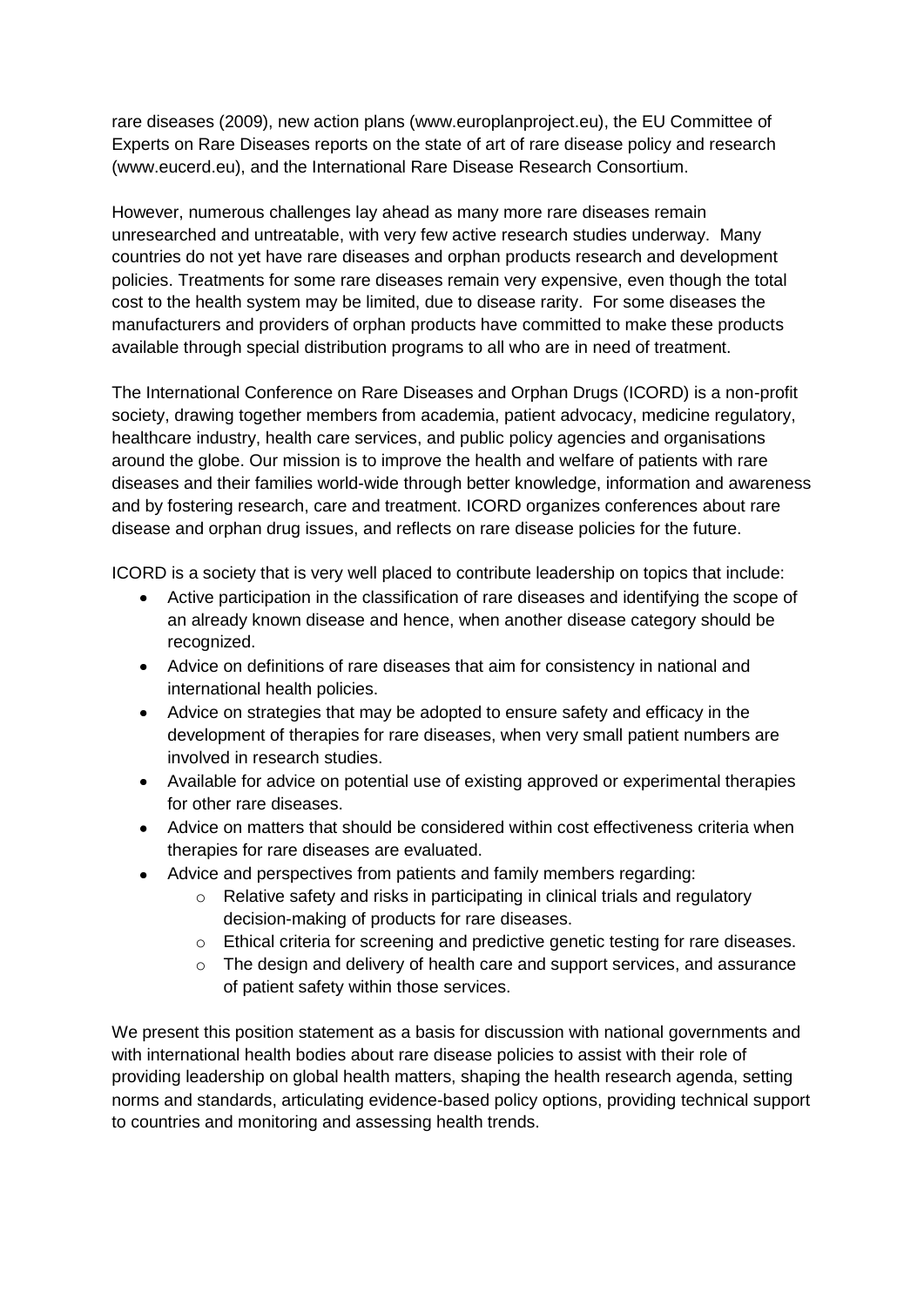rare diseases (2009), new action plans (www.europlanproject.eu), the EU Committee of Experts on Rare Diseases reports on the state of art of rare disease policy and research (www.eucerd.eu), and the International Rare Disease Research Consortium.

However, numerous challenges lay ahead as many more rare diseases remain unresearched and untreatable, with very few active research studies underway. Many countries do not yet have rare diseases and orphan products research and development policies. Treatments for some rare diseases remain very expensive, even though the total cost to the health system may be limited, due to disease rarity. For some diseases the manufacturers and providers of orphan products have committed to make these products available through special distribution programs to all who are in need of treatment.

The International Conference on Rare Diseases and Orphan Drugs (ICORD) is a non-profit society, drawing together members from academia, patient advocacy, medicine regulatory, healthcare industry, health care services, and public policy agencies and organisations around the globe. Our mission is to improve the health and welfare of patients with rare diseases and their families world-wide through better knowledge, information and awareness and by fostering research, care and treatment. ICORD organizes conferences about rare disease and orphan drug issues, and reflects on rare disease policies for the future.

ICORD is a society that is very well placed to contribute leadership on topics that include:

- Active participation in the classification of rare diseases and identifying the scope of an already known disease and hence, when another disease category should be recognized.
- Advice on definitions of rare diseases that aim for consistency in national and international health policies.
- Advice on strategies that may be adopted to ensure safety and efficacy in the development of therapies for rare diseases, when very small patient numbers are involved in research studies.
- Available for advice on potential use of existing approved or experimental therapies for other rare diseases.
- Advice on matters that should be considered within cost effectiveness criteria when therapies for rare diseases are evaluated.
- Advice and perspectives from patients and family members regarding:
    - Relative safety and risks in participating in clinical trials and regulatory decision-making of products for rare diseases.
    - Ethical criteria for screening and predictive genetic testing for rare diseases.
    - The design and delivery of health care and support services, and assurance of patient safety within those services.

We present this position statement as a basis for discussion with national governments and with international health bodies about rare disease policies to assist with their role of providing leadership on global health matters, shaping the health research agenda, setting norms and standards, articulating evidence-based policy options, providing technical support to countries and monitoring and assessing health trends.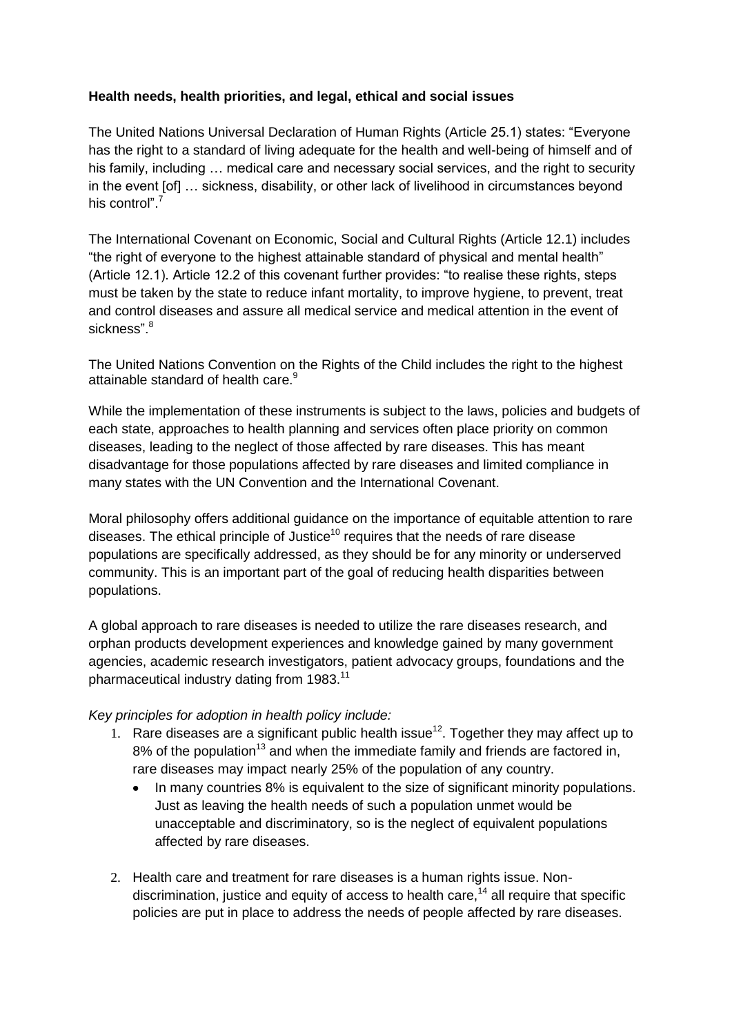**Health needs, health priorities, and legal, ethical and social issues**

The United Nations Universal Declaration of Human Rights (Article 25.1) states: "Everyone has the right to a standard of living adequate for the health and well-being of himself and of his family, including … medical care and necessary social services, and the right to security in the event [of] … sickness, disability, or other lack of livelihood in circumstances beyond his control".[7]

The International Covenant on Economic, Social and Cultural Rights (Article 12.1) includes "the right of everyone to the highest attainable standard of physical and mental health" (Article 12.1). Article 12.2 of this covenant further provides: "to realise these rights, steps must be taken by the state to reduce infant mortality, to improve hygiene, to prevent, treat and control diseases and assure all medical service and medical attention in the event of sickness".[8]

The United Nations Convention on the Rights of the Child includes the right to the highest attainable standard of health care.[9]

While the implementation of these instruments is subject to the laws, policies and budgets of each state, approaches to health planning and services often place priority on common diseases, leading to the neglect of those affected by rare diseases. This has meant disadvantage for those populations affected by rare diseases and limited compliance in many states with the UN Convention and the International Covenant.

Moral philosophy offers additional guidance on the importance of equitable attention to rare diseases. The ethical principle of Justice[10] requires that the needs of rare disease populations are specifically addressed, as they should be for any minority or underserved community. This is an important part of the goal of reducing health disparities between populations.

A global approach to rare diseases is needed to utilize the rare diseases research, and orphan products development experiences and knowledge gained by many government agencies, academic research investigators, patient advocacy groups, foundations and the pharmaceutical industry dating from 1983.[11]

*Key principles for adoption in health policy include:*

1. Rare diseases are a significant public health issue[12]. Together they may affect up to 8% of the population[13] and when the immediate family and friends are factored in, rare diseases may impact nearly 25% of the population of any country.
   - In many countries 8% is equivalent to the size of significant minority populations. Just as leaving the health needs of such a population unmet would be unacceptable and discriminatory, so is the neglect of equivalent populations affected by rare diseases.

2. Health care and treatment for rare diseases is a human rights issue. Non-discrimination, justice and equity of access to health care,[14] all require that specific policies are put in place to address the needs of people affected by rare diseases.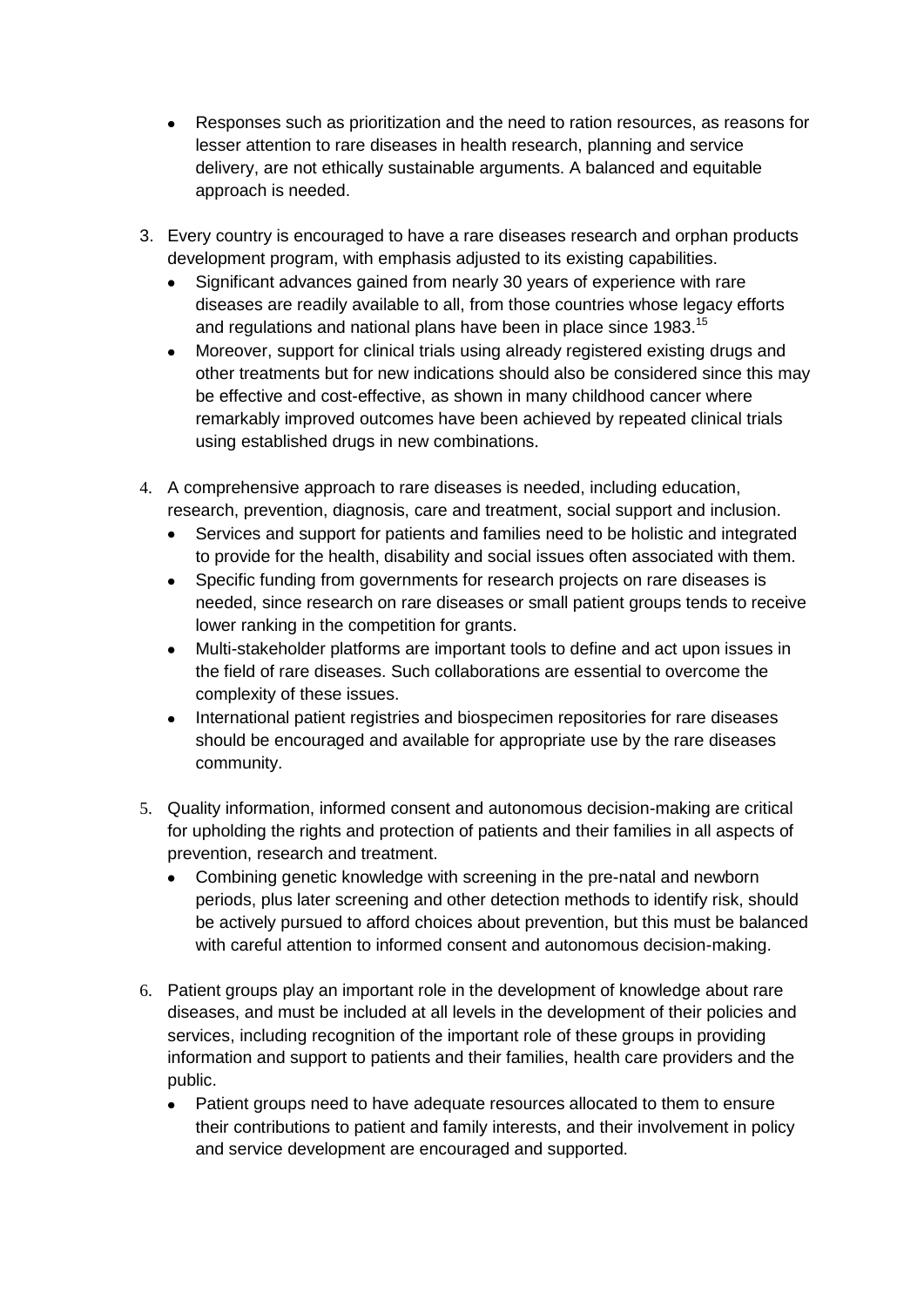- Responses such as prioritization and the need to ration resources, as reasons for lesser attention to rare diseases in health research, planning and service delivery, are not ethically sustainable arguments. A balanced and equitable approach is needed.

3. Every country is encouraged to have a rare diseases research and orphan products development program, with emphasis adjusted to its existing capabilities.
   - Significant advances gained from nearly 30 years of experience with rare diseases are readily available to all, from those countries whose legacy efforts and regulations and national plans have been in place since 1983.[15]
   - Moreover, support for clinical trials using already registered existing drugs and other treatments but for new indications should also be considered since this may be effective and cost-effective, as shown in many childhood cancer where remarkably improved outcomes have been achieved by repeated clinical trials using established drugs in new combinations.

4. A comprehensive approach to rare diseases is needed, including education, research, prevention, diagnosis, care and treatment, social support and inclusion.
   - Services and support for patients and families need to be holistic and integrated to provide for the health, disability and social issues often associated with them.
   - Specific funding from governments for research projects on rare diseases is needed, since research on rare diseases or small patient groups tends to receive lower ranking in the competition for grants.
   - Multi-stakeholder platforms are important tools to define and act upon issues in the field of rare diseases. Such collaborations are essential to overcome the complexity of these issues.
   - International patient registries and biospecimen repositories for rare diseases should be encouraged and available for appropriate use by the rare diseases community.

5. Quality information, informed consent and autonomous decision-making are critical for upholding the rights and protection of patients and their families in all aspects of prevention, research and treatment.
   - Combining genetic knowledge with screening in the pre-natal and newborn periods, plus later screening and other detection methods to identify risk, should be actively pursued to afford choices about prevention, but this must be balanced with careful attention to informed consent and autonomous decision-making.

6. Patient groups play an important role in the development of knowledge about rare diseases, and must be included at all levels in the development of their policies and services, including recognition of the important role of these groups in providing information and support to patients and their families, health care providers and the public.
   - Patient groups need to have adequate resources allocated to them to ensure their contributions to patient and family interests, and their involvement in policy and service development are encouraged and supported.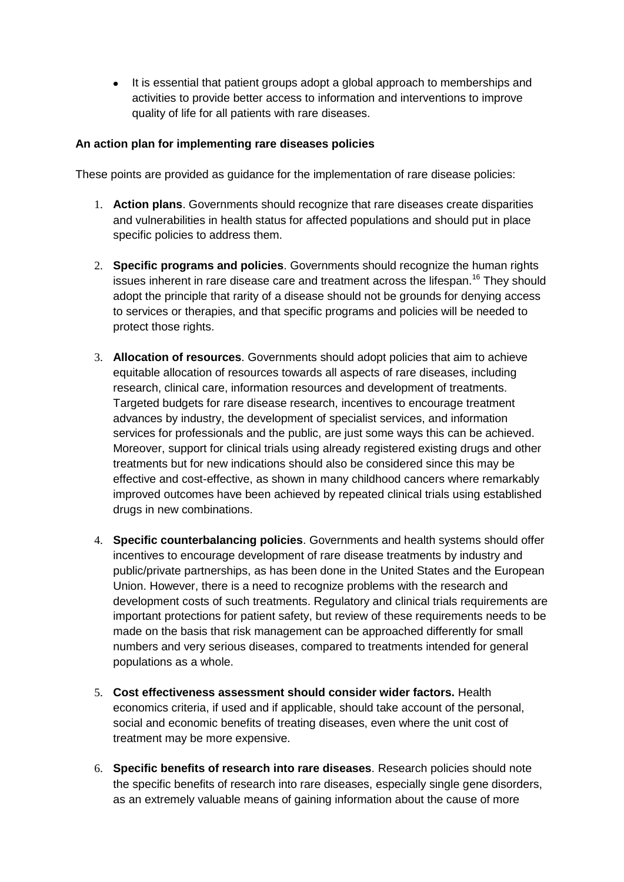- It is essential that patient groups adopt a global approach to memberships and activities to provide better access to information and interventions to improve quality of life for all patients with rare diseases.

**An action plan for implementing rare diseases policies**

These points are provided as guidance for the implementation of rare disease policies:

1. **Action plans**. Governments should recognize that rare diseases create disparities and vulnerabilities in health status for affected populations and should put in place specific policies to address them.

2. **Specific programs and policies**. Governments should recognize the human rights issues inherent in rare disease care and treatment across the lifespan.[16] They should adopt the principle that rarity of a disease should not be grounds for denying access to services or therapies, and that specific programs and policies will be needed to protect those rights.

3. **Allocation of resources**. Governments should adopt policies that aim to achieve equitable allocation of resources towards all aspects of rare diseases, including research, clinical care, information resources and development of treatments. Targeted budgets for rare disease research, incentives to encourage treatment advances by industry, the development of specialist services, and information services for professionals and the public, are just some ways this can be achieved. Moreover, support for clinical trials using already registered existing drugs and other treatments but for new indications should also be considered since this may be effective and cost-effective, as shown in many childhood cancers where remarkably improved outcomes have been achieved by repeated clinical trials using established drugs in new combinations.

4. **Specific counterbalancing policies**. Governments and health systems should offer incentives to encourage development of rare disease treatments by industry and public/private partnerships, as has been done in the United States and the European Union. However, there is a need to recognize problems with the research and development costs of such treatments. Regulatory and clinical trials requirements are important protections for patient safety, but review of these requirements needs to be made on the basis that risk management can be approached differently for small numbers and very serious diseases, compared to treatments intended for general populations as a whole.

5. **Cost effectiveness assessment should consider wider factors.** Health economics criteria, if used and if applicable, should take account of the personal, social and economic benefits of treating diseases, even where the unit cost of treatment may be more expensive.

6. **Specific benefits of research into rare diseases**. Research policies should note the specific benefits of research into rare diseases, especially single gene disorders, as an extremely valuable means of gaining information about the cause of more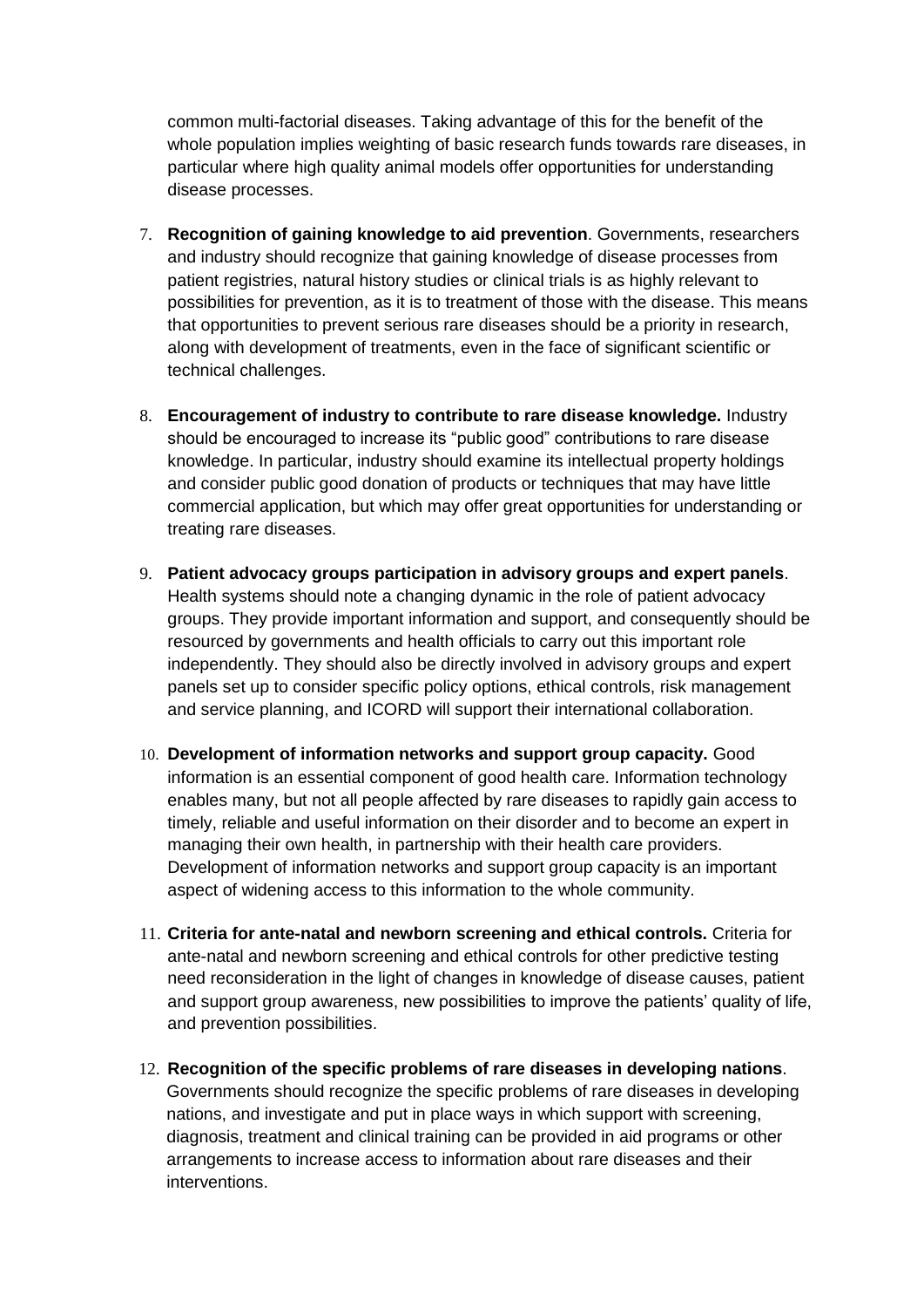common multi-factorial diseases. Taking advantage of this for the benefit of the whole population implies weighting of basic research funds towards rare diseases, in particular where high quality animal models offer opportunities for understanding disease processes.

7. **Recognition of gaining knowledge to aid prevention**. Governments, researchers and industry should recognize that gaining knowledge of disease processes from patient registries, natural history studies or clinical trials is as highly relevant to possibilities for prevention, as it is to treatment of those with the disease. This means that opportunities to prevent serious rare diseases should be a priority in research, along with development of treatments, even in the face of significant scientific or technical challenges.

8. **Encouragement of industry to contribute to rare disease knowledge.** Industry should be encouraged to increase its "public good" contributions to rare disease knowledge. In particular, industry should examine its intellectual property holdings and consider public good donation of products or techniques that may have little commercial application, but which may offer great opportunities for understanding or treating rare diseases.

9. **Patient advocacy groups participation in advisory groups and expert panels**. Health systems should note a changing dynamic in the role of patient advocacy groups. They provide important information and support, and consequently should be resourced by governments and health officials to carry out this important role independently. They should also be directly involved in advisory groups and expert panels set up to consider specific policy options, ethical controls, risk management and service planning, and ICORD will support their international collaboration.

10. **Development of information networks and support group capacity.** Good information is an essential component of good health care. Information technology enables many, but not all people affected by rare diseases to rapidly gain access to timely, reliable and useful information on their disorder and to become an expert in managing their own health, in partnership with their health care providers. Development of information networks and support group capacity is an important aspect of widening access to this information to the whole community.

11. **Criteria for ante-natal and newborn screening and ethical controls.** Criteria for ante-natal and newborn screening and ethical controls for other predictive testing need reconsideration in the light of changes in knowledge of disease causes, patient and support group awareness, new possibilities to improve the patients' quality of life, and prevention possibilities.

12. **Recognition of the specific problems of rare diseases in developing nations**. Governments should recognize the specific problems of rare diseases in developing nations, and investigate and put in place ways in which support with screening, diagnosis, treatment and clinical training can be provided in aid programs or other arrangements to increase access to information about rare diseases and their interventions.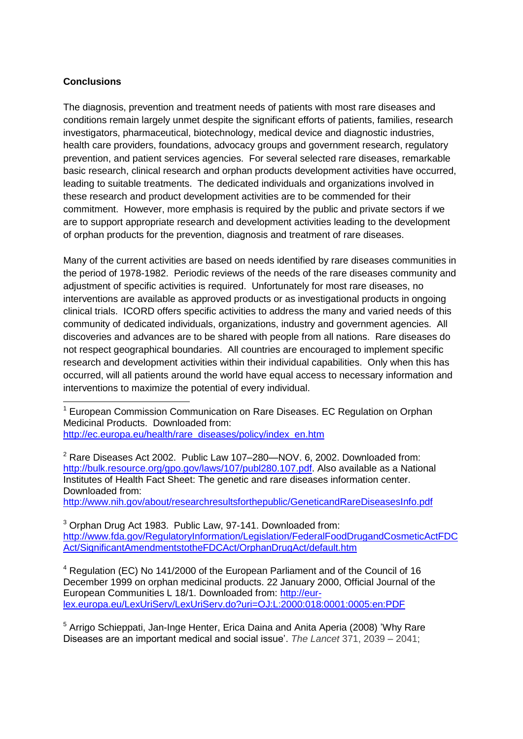**Conclusions**

The diagnosis, prevention and treatment needs of patients with most rare diseases and conditions remain largely unmet despite the significant efforts of patients, families, research investigators, pharmaceutical, biotechnology, medical device and diagnostic industries, health care providers, foundations, advocacy groups and government research, regulatory prevention, and patient services agencies. For several selected rare diseases, remarkable basic research, clinical research and orphan products development activities have occurred, leading to suitable treatments. The dedicated individuals and organizations involved in these research and product development activities are to be commended for their commitment. However, more emphasis is required by the public and private sectors if we are to support appropriate research and development activities leading to the development of orphan products for the prevention, diagnosis and treatment of rare diseases.

Many of the current activities are based on needs identified by rare diseases communities in the period of 1978-1982. Periodic reviews of the needs of the rare diseases community and adjustment of specific activities is required. Unfortunately for most rare diseases, no interventions are available as approved products or as investigational products in ongoing clinical trials. ICORD offers specific activities to address the many and varied needs of this community of dedicated individuals, organizations, industry and government agencies. All discoveries and advances are to be shared with people from all nations. Rare diseases do not respect geographical boundaries. All countries are encouraged to implement specific research and development activities within their individual capabilities. Only when this has occurred, will all patients around the world have equal access to necessary information and interventions to maximize the potential of every individual.

---

[1] European Commission Communication on Rare Diseases. EC Regulation on Orphan Medicinal Products. Downloaded from: http://ec.europa.eu/health/rare_diseases/policy/index_en.htm

[2] Rare Diseases Act 2002. Public Law 107–280—NOV. 6, 2002. Downloaded from: http://bulk.resource.org/gpo.gov/laws/107/publ280.107.pdf. Also available as a National Institutes of Health Fact Sheet: The genetic and rare diseases information center. Downloaded from: http://www.nih.gov/about/researchresultsforthepublic/GeneticandRareDiseasesInfo.pdf

[3] Orphan Drug Act 1983. Public Law, 97-141. Downloaded from: http://www.fda.gov/RegulatoryInformation/Legislation/FederalFoodDrugandCosmeticActFDCAct/SignificantAmendmentstotheFDCAct/OrphanDrugAct/default.htm

[4] Regulation (EC) No 141/2000 of the European Parliament and of the Council of 16 December 1999 on orphan medicinal products. 22 January 2000, Official Journal of the European Communities L 18/1. Downloaded from: http://eur-lex.europa.eu/LexUriServ/LexUriServ.do?uri=OJ:L:2000:018:0001:0005:en:PDF

[5] Arrigo Schieppati, Jan-Inge Henter, Erica Daina and Anita Aperia (2008) 'Why Rare Diseases are an important medical and social issue'. *The Lancet* 371, 2039 – 2041;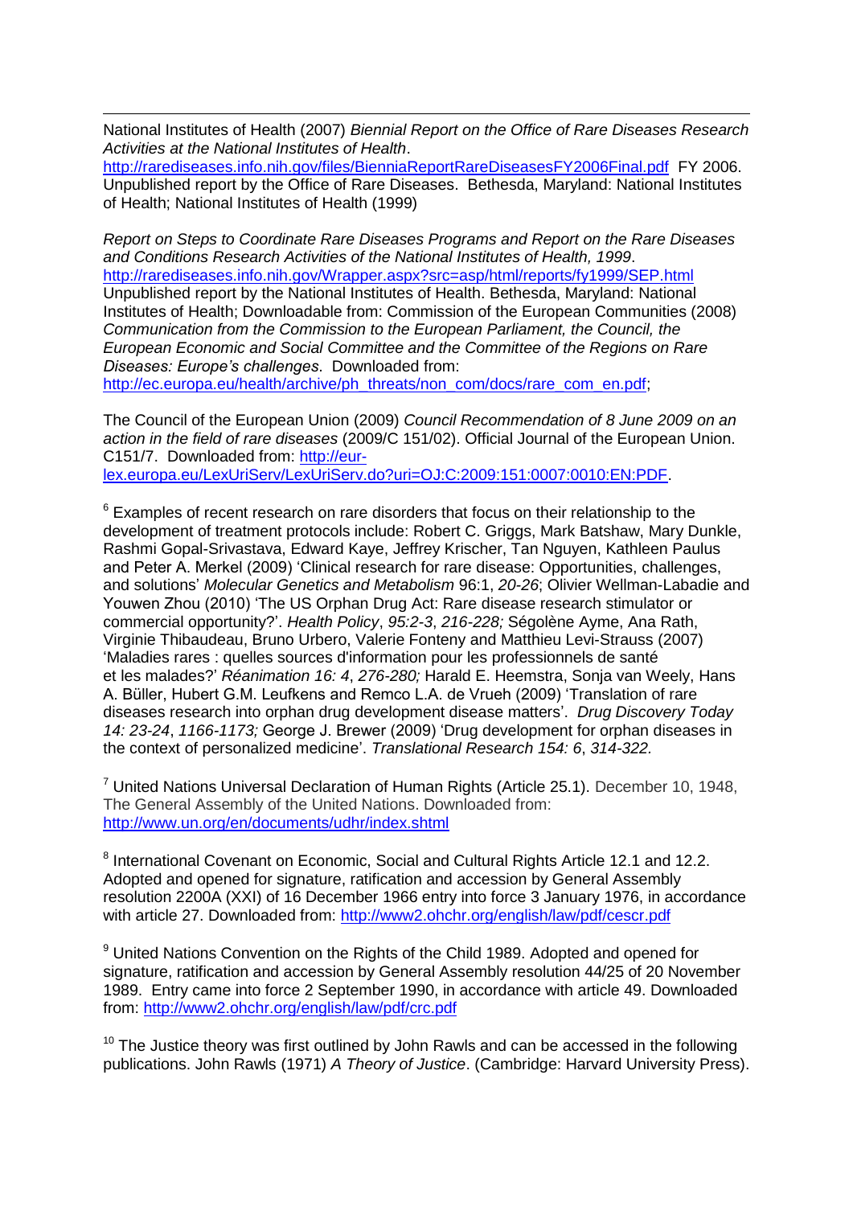National Institutes of Health (2007) *Biennial Report on the Office of Rare Diseases Research Activities at the National Institutes of Health*. http://rarediseases.info.nih.gov/files/BienniaReportRareDiseasesFY2006Final.pdf FY 2006. Unpublished report by the Office of Rare Diseases. Bethesda, Maryland: National Institutes of Health; National Institutes of Health (1999)

*Report on Steps to Coordinate Rare Diseases Programs and Report on the Rare Diseases and Conditions Research Activities of the National Institutes of Health, 1999*. http://rarediseases.info.nih.gov/Wrapper.aspx?src=asp/html/reports/fy1999/SEP.html Unpublished report by the National Institutes of Health. Bethesda, Maryland: National Institutes of Health; Downloadable from: Commission of the European Communities (2008) *Communication from the Commission to the European Parliament, the Council, the European Economic and Social Committee and the Committee of the Regions on Rare Diseases: Europe's challenges*. Downloaded from: http://ec.europa.eu/health/archive/ph_threats/non_com/docs/rare_com_en.pdf;

The Council of the European Union (2009) *Council Recommendation of 8 June 2009 on an action in the field of rare diseases* (2009/C 151/02). Official Journal of the European Union. C151/7. Downloaded from: http://eur-lex.europa.eu/LexUriServ/LexUriServ.do?uri=OJ:C:2009:151:0007:0010:EN:PDF.

[6] Examples of recent research on rare disorders that focus on their relationship to the development of treatment protocols include: Robert C. Griggs, Mark Batshaw, Mary Dunkle, Rashmi Gopal-Srivastava, Edward Kaye, Jeffrey Krischer, Tan Nguyen, Kathleen Paulus and Peter A. Merkel (2009) 'Clinical research for rare disease: Opportunities, challenges, and solutions' *Molecular Genetics and Metabolism* 96:1, *20-26*; Olivier Wellman-Labadie and Youwen Zhou (2010) 'The US Orphan Drug Act: Rare disease research stimulator or commercial opportunity?'. *Health Policy*, *95:2-3*, *216-228;* Ségolène Ayme, Ana Rath, Virginie Thibaudeau, Bruno Urbero, Valerie Fonteny and Matthieu Levi-Strauss (2007) 'Maladies rares : quelles sources d'information pour les professionnels de santé et les malades?' *Réanimation 16: 4*, *276-280;* Harald E. Heemstra, Sonja van Weely, Hans A. Büller, Hubert G.M. Leufkens and Remco L.A. de Vrueh (2009) 'Translation of rare diseases research into orphan drug development disease matters'. *Drug Discovery Today 14: 23-24*, *1166-1173;* George J. Brewer (2009) 'Drug development for orphan diseases in the context of personalized medicine'. *Translational Research 154: 6*, *314-322.*

[7] United Nations Universal Declaration of Human Rights (Article 25.1). December 10, 1948, The General Assembly of the United Nations. Downloaded from: http://www.un.org/en/documents/udhr/index.shtml

[8] International Covenant on Economic, Social and Cultural Rights Article 12.1 and 12.2. Adopted and opened for signature, ratification and accession by General Assembly resolution 2200A (XXI) of 16 December 1966 entry into force 3 January 1976, in accordance with article 27. Downloaded from: http://www2.ohchr.org/english/law/pdf/cescr.pdf

[9] United Nations Convention on the Rights of the Child 1989. Adopted and opened for signature, ratification and accession by General Assembly resolution 44/25 of 20 November 1989. Entry came into force 2 September 1990, in accordance with article 49. Downloaded from: http://www2.ohchr.org/english/law/pdf/crc.pdf

[10] The Justice theory was first outlined by John Rawls and can be accessed in the following publications. John Rawls (1971) *A Theory of Justice*. (Cambridge: Harvard University Press).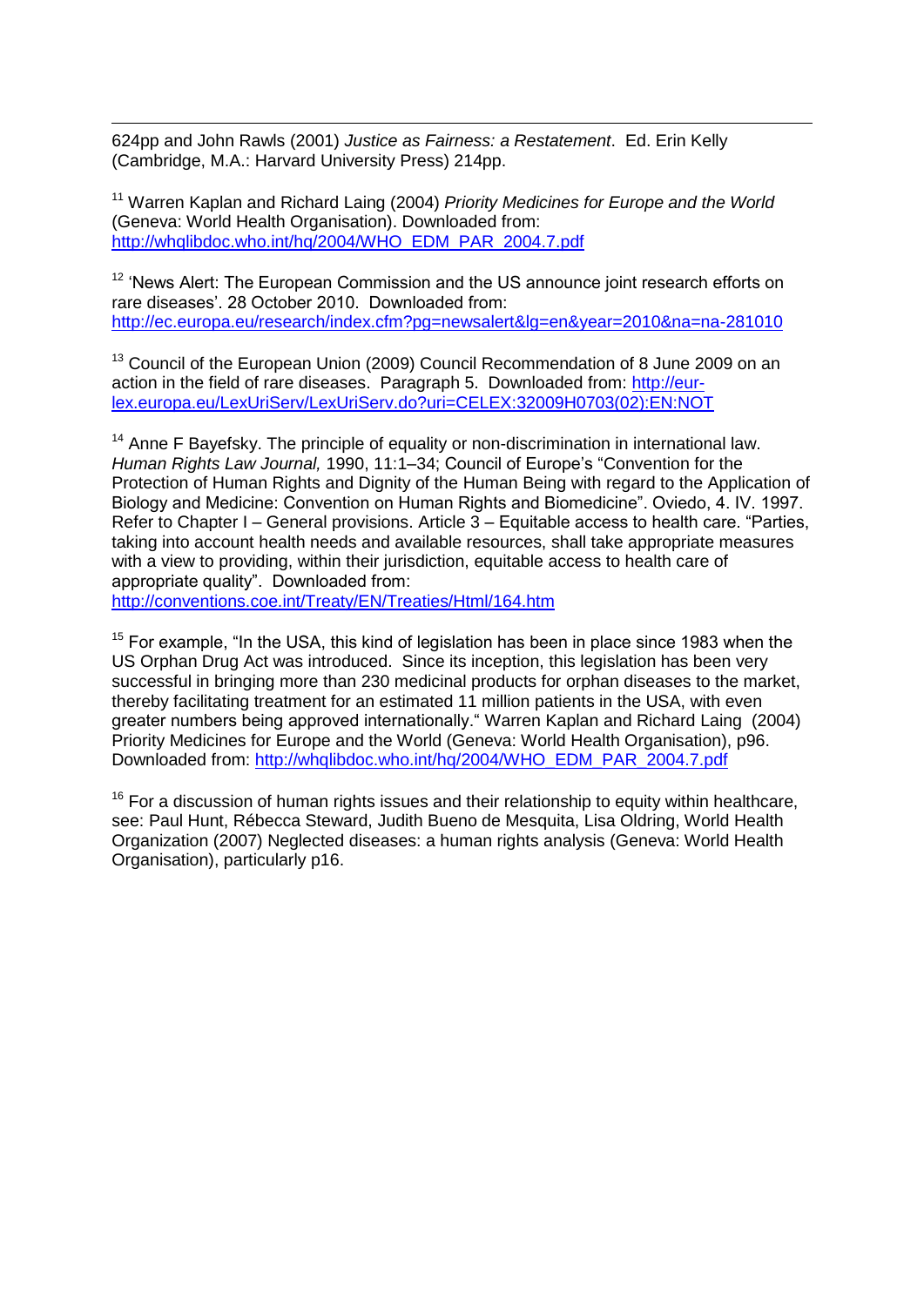624pp and John Rawls (2001) *Justice as Fairness: a Restatement*. Ed. Erin Kelly (Cambridge, M.A.: Harvard University Press) 214pp.

[11] Warren Kaplan and Richard Laing (2004) *Priority Medicines for Europe and the World* (Geneva: World Health Organisation). Downloaded from: http://whqlibdoc.who.int/hq/2004/WHO_EDM_PAR_2004.7.pdf

[12] 'News Alert: The European Commission and the US announce joint research efforts on rare diseases'. 28 October 2010. Downloaded from: http://ec.europa.eu/research/index.cfm?pg=newsalert&lg=en&year=2010&na=na-281010

[13] Council of the European Union (2009) Council Recommendation of 8 June 2009 on an action in the field of rare diseases. Paragraph 5. Downloaded from: http://eur-lex.europa.eu/LexUriServ/LexUriServ.do?uri=CELEX:32009H0703(02):EN:NOT

[14] Anne F Bayefsky. The principle of equality or non-discrimination in international law. *Human Rights Law Journal,* 1990, 11:1–34; Council of Europe's "Convention for the Protection of Human Rights and Dignity of the Human Being with regard to the Application of Biology and Medicine: Convention on Human Rights and Biomedicine". Oviedo, 4. IV. 1997. Refer to Chapter I – General provisions. Article 3 – Equitable access to health care. "Parties, taking into account health needs and available resources, shall take appropriate measures with a view to providing, within their jurisdiction, equitable access to health care of appropriate quality". Downloaded from: http://conventions.coe.int/Treaty/EN/Treaties/Html/164.htm

[15] For example, "In the USA, this kind of legislation has been in place since 1983 when the US Orphan Drug Act was introduced. Since its inception, this legislation has been very successful in bringing more than 230 medicinal products for orphan diseases to the market, thereby facilitating treatment for an estimated 11 million patients in the USA, with even greater numbers being approved internationally." Warren Kaplan and Richard Laing (2004) Priority Medicines for Europe and the World (Geneva: World Health Organisation), p96. Downloaded from: http://whqlibdoc.who.int/hq/2004/WHO_EDM_PAR_2004.7.pdf

[16] For a discussion of human rights issues and their relationship to equity within healthcare, see: Paul Hunt, Rébecca Steward, Judith Bueno de Mesquita, Lisa Oldring, World Health Organization (2007) Neglected diseases: a human rights analysis (Geneva: World Health Organisation), particularly p16.